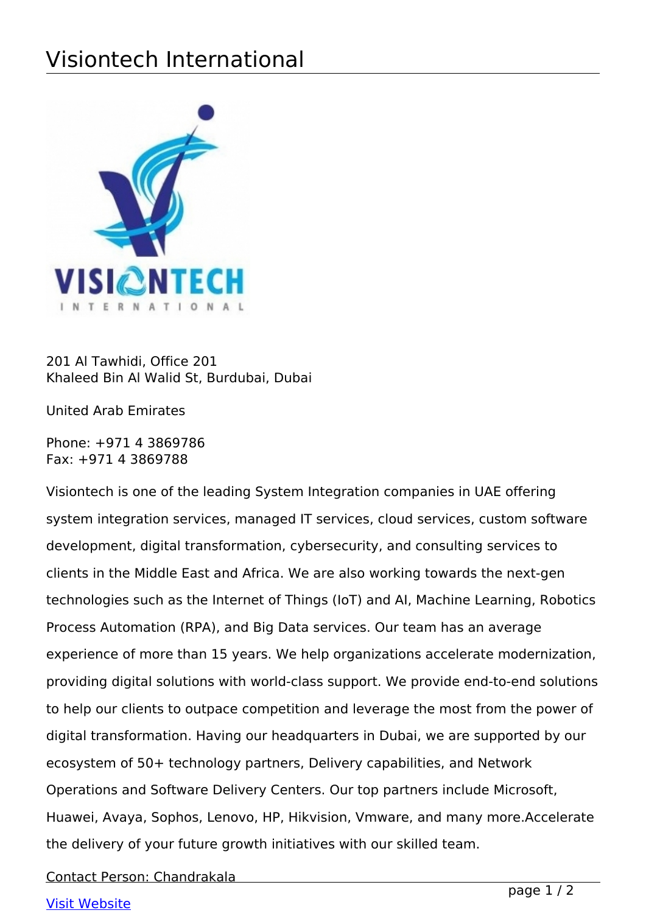# Visiontech International

201 Al Tawhidi, Office 201
Khaleed Bin Al Walid St, Burdubai, Dubai

United Arab Emirates

Phone: +971 4 3869786
Fax: +971 4 3869788

Visiontech is one of the leading System Integration companies in UAE offering system integration services, managed IT services, cloud services, custom software development, digital transformation, cybersecurity, and consulting services to clients in the Middle East and Africa. We are also working towards the next-gen technologies such as the Internet of Things (IoT) and AI, Machine Learning, Robotics Process Automation (RPA), and Big Data services. Our team has an average experience of more than 15 years. We help organizations accelerate modernization, providing digital solutions with world-class support. We provide end-to-end solutions to help our clients to outpace competition and leverage the most from the power of digital transformation. Having our headquarters in Dubai, we are supported by our ecosystem of 50+ technology partners, Delivery capabilities, and Network Operations and Software Delivery Centers. Our top partners include Microsoft, Huawei, Avaya, Sophos, Lenovo, HP, Hikvision, Vmware, and many more.Accelerate the delivery of your future growth initiatives with our skilled team.

Contact Person: Chandrakala

Visit Website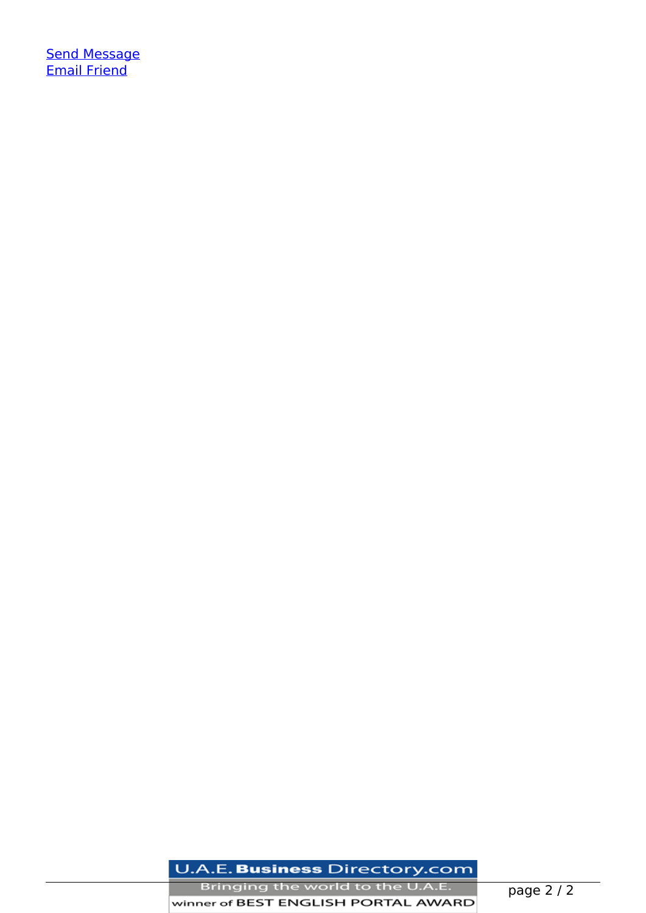Send Message
Email Friend